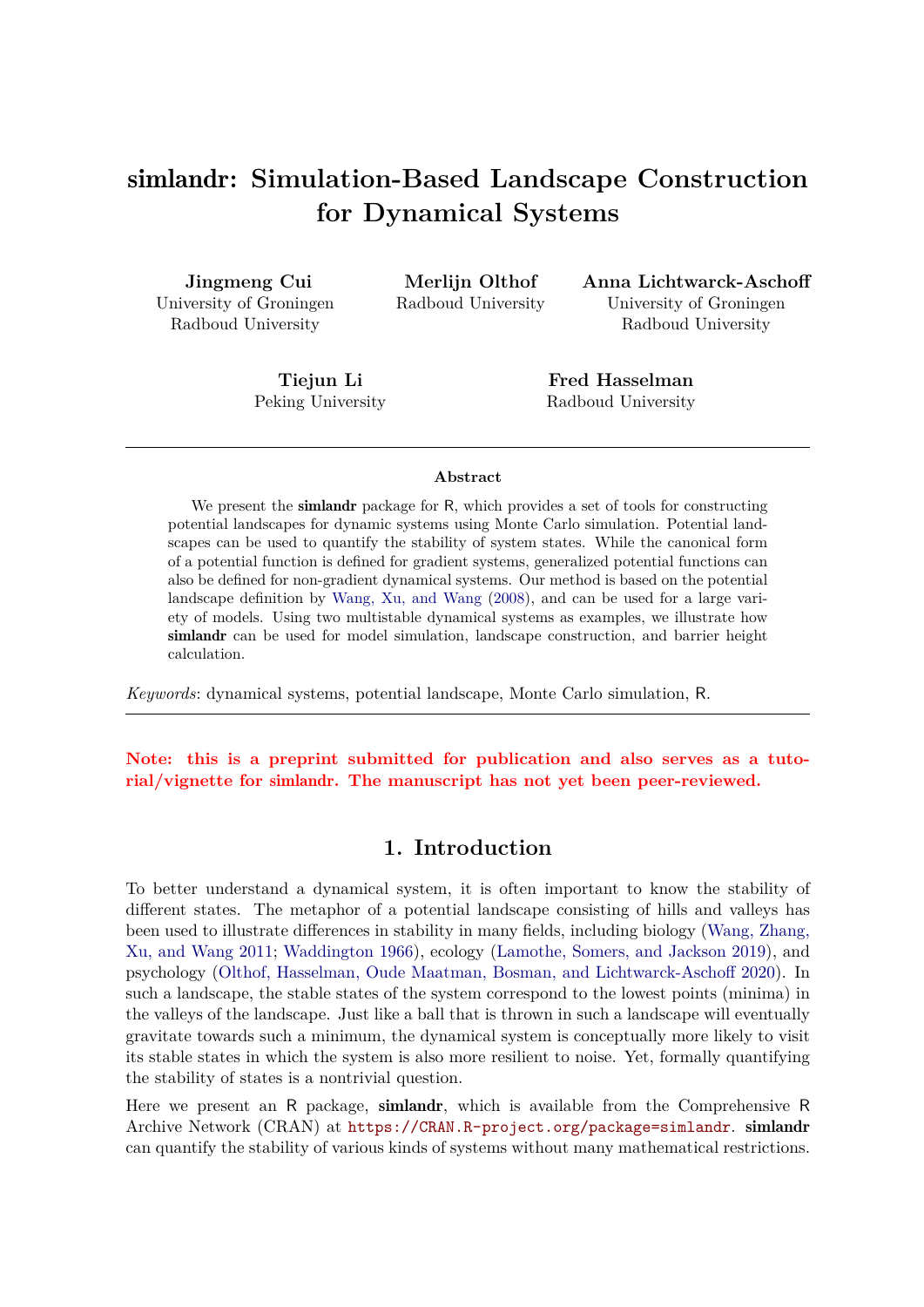# simlandr: Simulation-Based Landscape Construction for Dynamical Systems

**Jingmeng Cui**
University of Groningen
Radboud University

**Merlijn Olthof**
Radboud University

**Anna Lichtwarck-Aschoff**
University of Groningen
Radboud University

**Tiejun Li**
Peking University

**Fred Hasselman**
Radboud University

---

### Abstract

We present the **simlandr** package for R, which provides a set of tools for constructing potential landscapes for dynamic systems using Monte Carlo simulation. Potential landscapes can be used to quantify the stability of system states. While the canonical form of a potential function is defined for gradient systems, generalized potential functions can also be defined for non-gradient dynamical systems. Our method is based on the potential landscape definition by Wang, Xu, and Wang (2008), and can be used for a large variety of models. Using two multistable dynamical systems as examples, we illustrate how **simlandr** can be used for model simulation, landscape construction, and barrier height calculation.

*Keywords*: dynamical systems, potential landscape, Monte Carlo simulation, R.

---

**Note: this is a preprint submitted for publication and also serves as a tutorial/vignette for simlandr. The manuscript has not yet been peer-reviewed.**

## 1. Introduction

To better understand a dynamical system, it is often important to know the stability of different states. The metaphor of a potential landscape consisting of hills and valleys has been used to illustrate differences in stability in many fields, including biology (Wang, Zhang, Xu, and Wang 2011; Waddington 1966), ecology (Lamothe, Somers, and Jackson 2019), and psychology (Olthof, Hasselman, Oude Maatman, Bosman, and Lichtwarck-Aschoff 2020). In such a landscape, the stable states of the system correspond to the lowest points (minima) in the valleys of the landscape. Just like a ball that is thrown in such a landscape will eventually gravitate towards such a minimum, the dynamical system is conceptually more likely to visit its stable states in which the system is also more resilient to noise. Yet, formally quantifying the stability of states is a nontrivial question.

Here we present an R package, **simlandr**, which is available from the Comprehensive R Archive Network (CRAN) at https://CRAN.R-project.org/package=simlandr. **simlandr** can quantify the stability of various kinds of systems without many mathematical restrictions.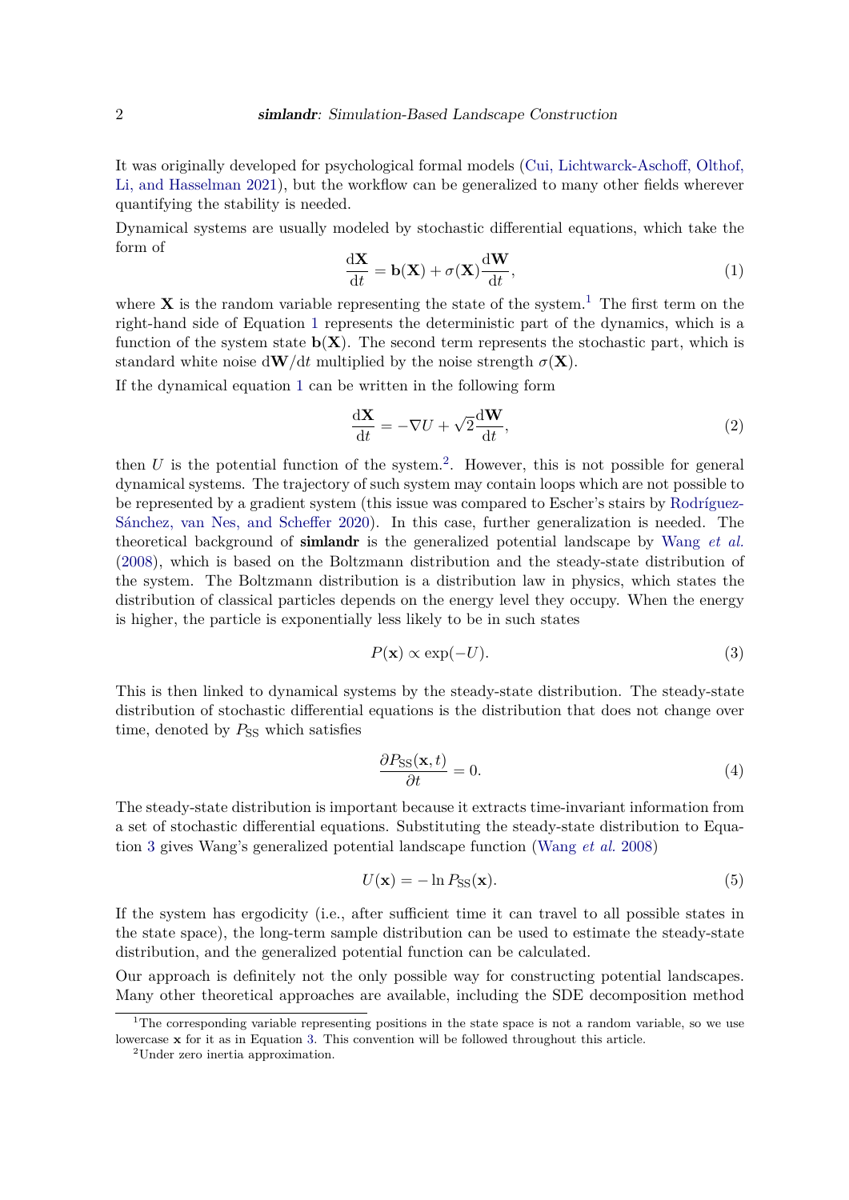It was originally developed for psychological formal models (Cui, Lichtwarck-Aschoff, Olthof, Li, and Hasselman 2021), but the workflow can be generalized to many other fields wherever quantifying the stability is needed.

Dynamical systems are usually modeled by stochastic differential equations, which take the form of

$$\frac{\mathrm{d}\mathbf{X}}{\mathrm{d}t} = \mathbf{b}(\mathbf{X}) + \sigma(\mathbf{X})\frac{\mathrm{d}\mathbf{W}}{\mathrm{d}t}, \tag{1}$$

where $\mathbf{X}$ is the random variable representing the state of the system.[1] The first term on the right-hand side of Equation 1 represents the deterministic part of the dynamics, which is a function of the system state $\mathbf{b}(\mathbf{X})$. The second term represents the stochastic part, which is standard white noise $\mathrm{d}\mathbf{W}/\mathrm{d}t$ multiplied by the noise strength $\sigma(\mathbf{X})$.

If the dynamical equation 1 can be written in the following form

$$\frac{\mathrm{d}\mathbf{X}}{\mathrm{d}t} = -\nabla U + \sqrt{2}\frac{\mathrm{d}\mathbf{W}}{\mathrm{d}t}, \tag{2}$$

then $U$ is the potential function of the system.[2]. However, this is not possible for general dynamical systems. The trajectory of such system may contain loops which are not possible to be represented by a gradient system (this issue was compared to Escher's stairs by Rodríguez-Sánchez, van Nes, and Scheffer 2020). In this case, further generalization is needed. The theoretical background of **simlandr** is the generalized potential landscape by Wang *et al.* (2008), which is based on the Boltzmann distribution and the steady-state distribution of the system. The Boltzmann distribution is a distribution law in physics, which states the distribution of classical particles depends on the energy level they occupy. When the energy is higher, the particle is exponentially less likely to be in such states

$$P(\mathbf{x}) \propto \exp(-U). \tag{3}$$

This is then linked to dynamical systems by the steady-state distribution. The steady-state distribution of stochastic differential equations is the distribution that does not change over time, denoted by $P_{\mathrm{SS}}$ which satisfies

$$\frac{\partial P_{\mathrm{SS}}(\mathbf{x}, t)}{\partial t} = 0. \tag{4}$$

The steady-state distribution is important because it extracts time-invariant information from a set of stochastic differential equations. Substituting the steady-state distribution to Equation 3 gives Wang's generalized potential landscape function (Wang *et al.* 2008)

$$U(\mathbf{x}) = -\ln P_{\mathrm{SS}}(\mathbf{x}). \tag{5}$$

If the system has ergodicity (i.e., after sufficient time it can travel to all possible states in the state space), the long-term sample distribution can be used to estimate the steady-state distribution, and the generalized potential function can be calculated.

Our approach is definitely not the only possible way for constructing potential landscapes. Many other theoretical approaches are available, including the SDE decomposition method

[1] The corresponding variable representing positions in the state space is not a random variable, so we use lowercase $\mathbf{x}$ for it as in Equation 3. This convention will be followed throughout this article.

[2] Under zero inertia approximation.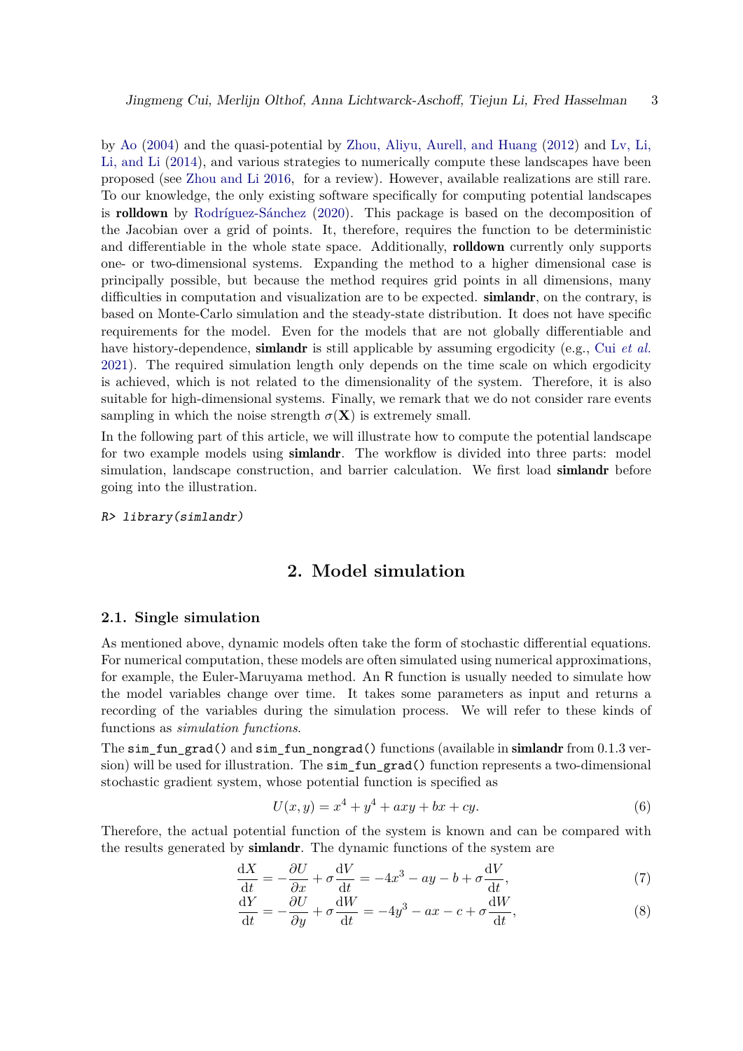by Ao (2004) and the quasi-potential by Zhou, Aliyu, Aurell, and Huang (2012) and Lv, Li, Li, and Li (2014), and various strategies to numerically compute these landscapes have been proposed (see Zhou and Li 2016, for a review). However, available realizations are still rare. To our knowledge, the only existing software specifically for computing potential landscapes is **rolldown** by Rodríguez-Sánchez (2020). This package is based on the decomposition of the Jacobian over a grid of points. It, therefore, requires the function to be deterministic and differentiable in the whole state space. Additionally, **rolldown** currently only supports one- or two-dimensional systems. Expanding the method to a higher dimensional case is principally possible, but because the method requires grid points in all dimensions, many difficulties in computation and visualization are to be expected. **simlandr**, on the contrary, is based on Monte-Carlo simulation and the steady-state distribution. It does not have specific requirements for the model. Even for the models that are not globally differentiable and have history-dependence, **simlandr** is still applicable by assuming ergodicity (e.g., Cui *et al.* 2021). The required simulation length only depends on the time scale on which ergodicity is achieved, which is not related to the dimensionality of the system. Therefore, it is also suitable for high-dimensional systems. Finally, we remark that we do not consider rare events sampling in which the noise strength $\sigma(\mathbf{X})$ is extremely small.

In the following part of this article, we will illustrate how to compute the potential landscape for two example models using **simlandr**. The workflow is divided into three parts: model simulation, landscape construction, and barrier calculation. We first load **simlandr** before going into the illustration.

```
R> library(simlandr)
```

# 2. Model simulation

## 2.1. Single simulation

As mentioned above, dynamic models often take the form of stochastic differential equations. For numerical computation, these models are often simulated using numerical approximations, for example, the Euler-Maruyama method. An R function is usually needed to simulate how the model variables change over time. It takes some parameters as input and returns a recording of the variables during the simulation process. We will refer to these kinds of functions as *simulation functions*.

The `sim_fun_grad()` and `sim_fun_nongrad()` functions (available in **simlandr** from 0.1.3 version) will be used for illustration. The `sim_fun_grad()` function represents a two-dimensional stochastic gradient system, whose potential function is specified as

$$U(x, y) = x^4 + y^4 + axy + bx + cy. \tag{6}$$

Therefore, the actual potential function of the system is known and can be compared with the results generated by **simlandr**. The dynamic functions of the system are

$$\frac{\mathrm{d}X}{\mathrm{d}t} = -\frac{\partial U}{\partial x} + \sigma\frac{\mathrm{d}V}{\mathrm{d}t} = -4x^3 - ay - b + \sigma\frac{\mathrm{d}V}{\mathrm{d}t}, \tag{7}$$

$$\frac{\mathrm{d}Y}{\mathrm{d}t} = -\frac{\partial U}{\partial y} + \sigma\frac{\mathrm{d}W}{\mathrm{d}t} = -4y^3 - ax - c + \sigma\frac{\mathrm{d}W}{\mathrm{d}t}, \tag{8}$$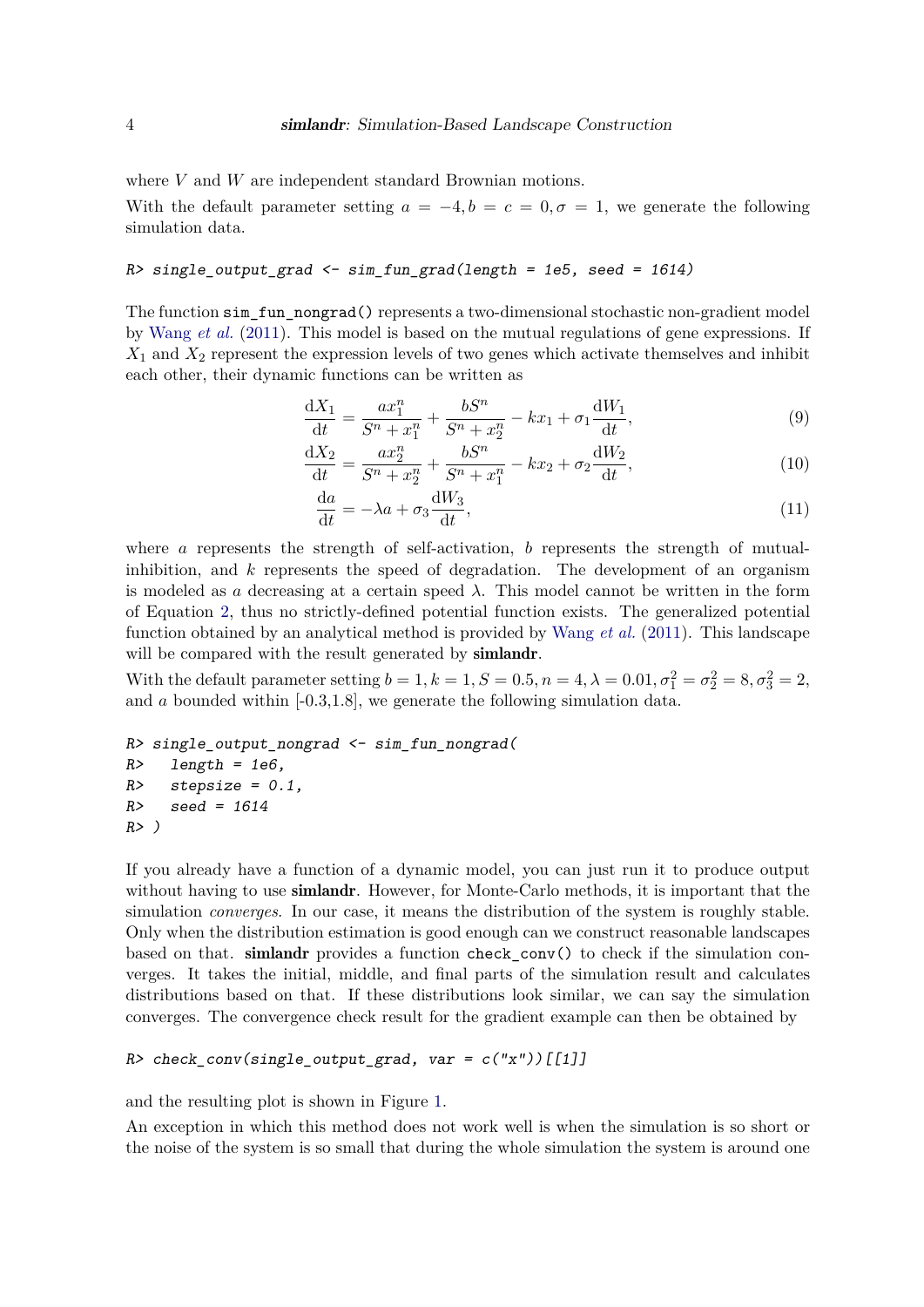where $V$ and $W$ are independent standard Brownian motions.

With the default parameter setting $a = -4, b = c = 0, \sigma = 1$, we generate the following simulation data.

```
R> single_output_grad <- sim_fun_grad(length = 1e5, seed = 1614)
```

The function `sim_fun_nongrad()` represents a two-dimensional stochastic non-gradient model by Wang *et al.* (2011). This model is based on the mutual regulations of gene expressions. If $X_1$ and $X_2$ represent the expression levels of two genes which activate themselves and inhibit each other, their dynamic functions can be written as

$$\frac{\mathrm{d}X_1}{\mathrm{d}t} = \frac{ax_1^n}{S^n + x_1^n} + \frac{bS^n}{S^n + x_2^n} - kx_1 + \sigma_1 \frac{\mathrm{d}W_1}{\mathrm{d}t}, \tag{9}$$

$$\frac{\mathrm{d}X_2}{\mathrm{d}t} = \frac{ax_2^n}{S^n + x_2^n} + \frac{bS^n}{S^n + x_1^n} - kx_2 + \sigma_2 \frac{\mathrm{d}W_2}{\mathrm{d}t}, \tag{10}$$

$$\frac{\mathrm{d}a}{\mathrm{d}t} = -\lambda a + \sigma_3 \frac{\mathrm{d}W_3}{\mathrm{d}t}, \tag{11}$$

where $a$ represents the strength of self-activation, $b$ represents the strength of mutual-inhibition, and $k$ represents the speed of degradation. The development of an organism is modeled as $a$ decreasing at a certain speed $\lambda$. This model cannot be written in the form of Equation 2, thus no strictly-defined potential function exists. The generalized potential function obtained by an analytical method is provided by Wang *et al.* (2011). This landscape will be compared with the result generated by **simlandr**.

With the default parameter setting $b = 1, k = 1, S = 0.5, n = 4, \lambda = 0.01, \sigma_1^2 = \sigma_2^2 = 8, \sigma_3^2 = 2$, and $a$ bounded within [-0.3,1.8], we generate the following simulation data.

```
R> single_output_nongrad <- sim_fun_nongrad(
R>   length = 1e6,
R>   stepsize = 0.1,
R>   seed = 1614
R> )
```

If you already have a function of a dynamic model, you can just run it to produce output without having to use **simlandr**. However, for Monte-Carlo methods, it is important that the simulation *converges*. In our case, it means the distribution of the system is roughly stable. Only when the distribution estimation is good enough can we construct reasonable landscapes based on that. **simlandr** provides a function `check_conv()` to check if the simulation converges. It takes the initial, middle, and final parts of the simulation result and calculates distributions based on that. If these distributions look similar, we can say the simulation converges. The convergence check result for the gradient example can then be obtained by

```
R> check_conv(single_output_grad, var = c("x"))[[1]]
```

and the resulting plot is shown in Figure 1.

An exception in which this method does not work well is when the simulation is so short or the noise of the system is so small that during the whole simulation the system is around one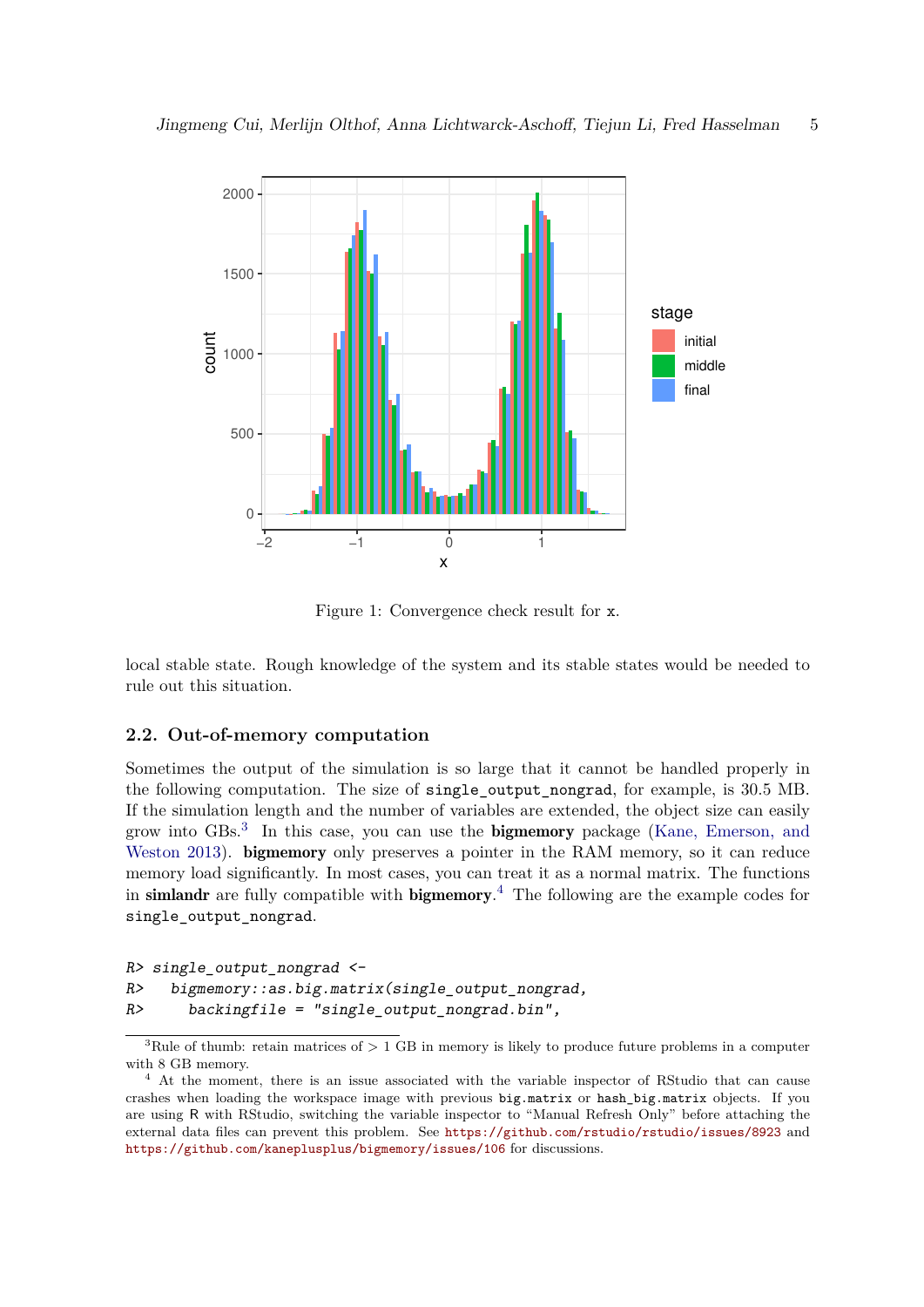Figure 1: Convergence check result for `x`.

local stable state. Rough knowledge of the system and its stable states would be needed to rule out this situation.

## 2.2. Out-of-memory computation

Sometimes the output of the simulation is so large that it cannot be handled properly in the following computation. The size of `single_output_nongrad`, for example, is 30.5 MB. If the simulation length and the number of variables are extended, the object size can easily grow into GBs.[3] In this case, you can use the **bigmemory** package (Kane, Emerson, and Weston 2013). **bigmemory** only preserves a pointer in the RAM memory, so it can reduce memory load significantly. In most cases, you can treat it as a normal matrix. The functions in **simlandr** are fully compatible with **bigmemory**.[4] The following are the example codes for `single_output_nongrad`.

```
R> single_output_nongrad <-
R>   bigmemory::as.big.matrix(single_output_nongrad,
R>     backingfile = "single_output_nongrad.bin",
```

[3] Rule of thumb: retain matrices of $>$ 1 GB in memory is likely to produce future problems in a computer with 8 GB memory.

[4] At the moment, there is an issue associated with the variable inspector of RStudio that can cause crashes when loading the workspace image with previous `big.matrix` or `hash_big.matrix` objects. If you are using R with RStudio, switching the variable inspector to "Manual Refresh Only" before attaching the external data files can prevent this problem. See https://github.com/rstudio/rstudio/issues/8923 and https://github.com/kaneplusplus/bigmemory/issues/106 for discussions.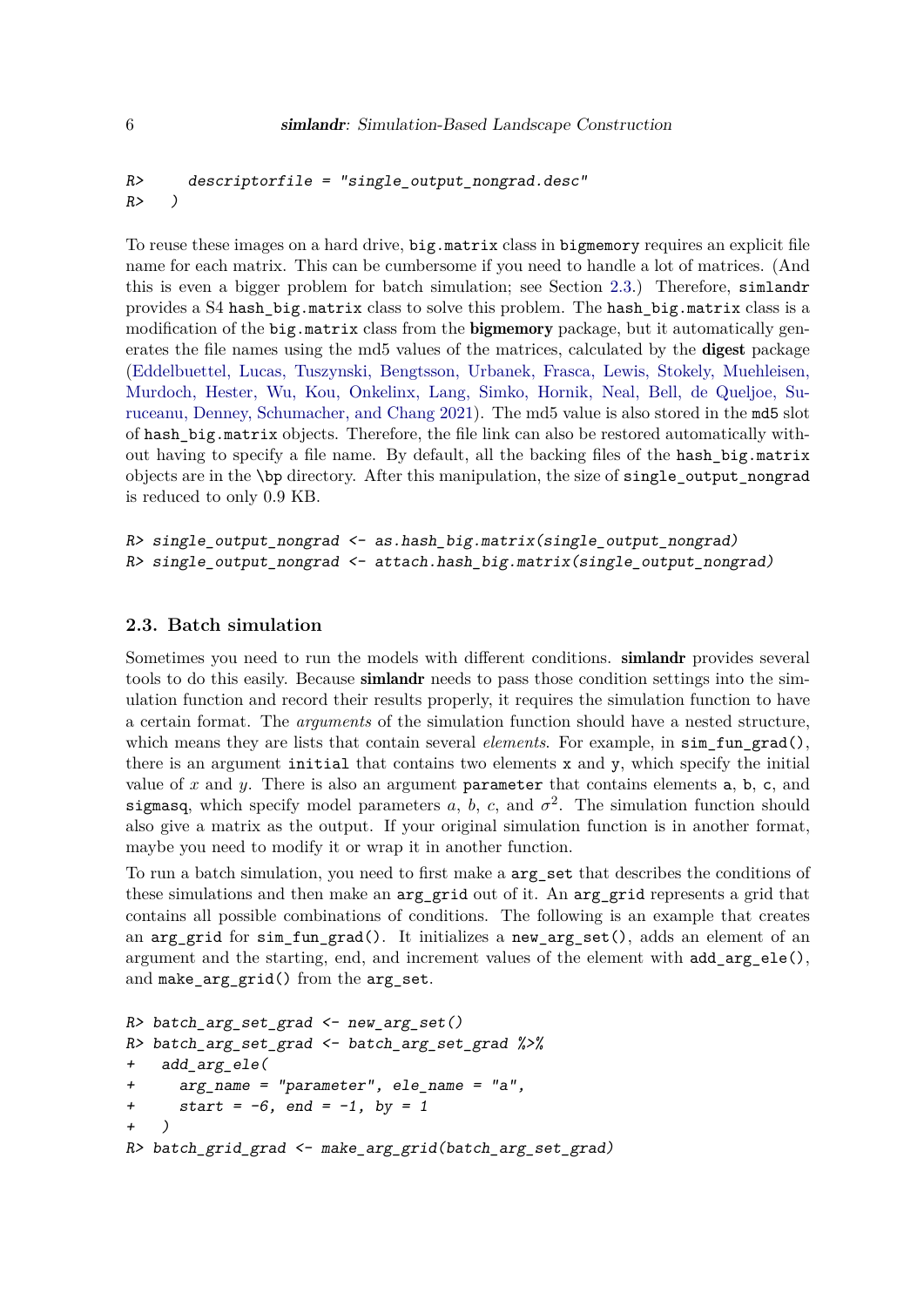```
R>     descriptorfile = "single_output_nongrad.desc"
R>   )
```

To reuse these images on a hard drive, `big.matrix` class in `bigmemory` requires an explicit file name for each matrix. This can be cumbersome if you need to handle a lot of matrices. (And this is even a bigger problem for batch simulation; see Section 2.3.) Therefore, `simlandr` provides a S4 `hash_big.matrix` class to solve this problem. The `hash_big.matrix` class is a modification of the `big.matrix` class from the **bigmemory** package, but it automatically generates the file names using the md5 values of the matrices, calculated by the **digest** package (Eddelbuettel, Lucas, Tuszynski, Bengtsson, Urbanek, Frasca, Lewis, Stokely, Muehleisen, Murdoch, Hester, Wu, Kou, Onkelinx, Lang, Simko, Hornik, Neal, Bell, de Queljoe, Suruceanu, Denney, Schumacher, and Chang 2021). The md5 value is also stored in the `md5` slot of `hash_big.matrix` objects. Therefore, the file link can also be restored automatically without having to specify a file name. By default, all the backing files of the `hash_big.matrix` objects are in the `\bp` directory. After this manipulation, the size of `single_output_nongrad` is reduced to only 0.9 KB.

```
R> single_output_nongrad <- as.hash_big.matrix(single_output_nongrad)
R> single_output_nongrad <- attach.hash_big.matrix(single_output_nongrad)
```

### 2.3. Batch simulation

Sometimes you need to run the models with different conditions. **simlandr** provides several tools to do this easily. Because **simlandr** needs to pass those condition settings into the simulation function and record their results properly, it requires the simulation function to have a certain format. The *arguments* of the simulation function should have a nested structure, which means they are lists that contain several *elements*. For example, in `sim_fun_grad()`, there is an argument `initial` that contains two elements `x` and `y`, which specify the initial value of $x$ and $y$. There is also an argument `parameter` that contains elements `a`, `b`, `c`, and `sigmasq`, which specify model parameters $a$, $b$, $c$, and $\sigma^2$. The simulation function should also give a matrix as the output. If your original simulation function is in another format, maybe you need to modify it or wrap it in another function.

To run a batch simulation, you need to first make a `arg_set` that describes the conditions of these simulations and then make an `arg_grid` out of it. An `arg_grid` represents a grid that contains all possible combinations of conditions. The following is an example that creates an `arg_grid` for `sim_fun_grad()`. It initializes a `new_arg_set()`, adds an element of an argument and the starting, end, and increment values of the element with `add_arg_ele()`, and `make_arg_grid()` from the `arg_set`.

```
R> batch_arg_set_grad <- new_arg_set()
R> batch_arg_set_grad <- batch_arg_set_grad %>%
+   add_arg_ele(
+     arg_name = "parameter", ele_name = "a",
+     start = -6, end = -1, by = 1
+   )
R> batch_grid_grad <- make_arg_grid(batch_arg_set_grad)
```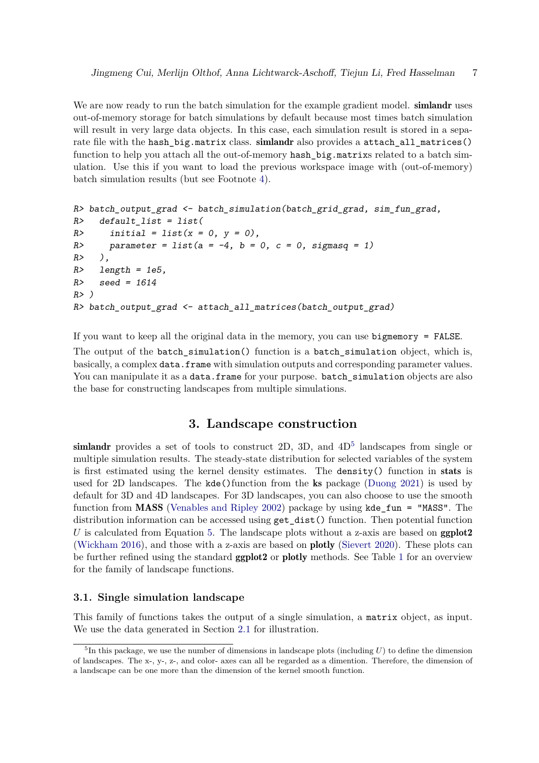We are now ready to run the batch simulation for the example gradient model. **simlandr** uses out-of-memory storage for batch simulations by default because most times batch simulation will result in very large data objects. In this case, each simulation result is stored in a separate file with the hash_big.matrix class. **simlandr** also provides a attach_all_matrices() function to help you attach all the out-of-memory hash_big.matrixs related to a batch simulation. Use this if you want to load the previous workspace image with (out-of-memory) batch simulation results (but see Footnote 4).

```
R> batch_output_grad <- batch_simulation(batch_grid_grad, sim_fun_grad,
R>   default_list = list(
R>     initial = list(x = 0, y = 0),
R>     parameter = list(a = -4, b = 0, c = 0, sigmasq = 1)
R>   ),
R>   length = 1e5,
R>   seed = 1614
R> )
R> batch_output_grad <- attach_all_matrices(batch_output_grad)
```

If you want to keep all the original data in the memory, you can use bigmemory = FALSE.

The output of the batch_simulation() function is a batch_simulation object, which is, basically, a complex data.frame with simulation outputs and corresponding parameter values. You can manipulate it as a data.frame for your purpose. batch_simulation objects are also the base for constructing landscapes from multiple simulations.

# 3. Landscape construction

**simlandr** provides a set of tools to construct 2D, 3D, and 4D[5] landscapes from single or multiple simulation results. The steady-state distribution for selected variables of the system is first estimated using the kernel density estimates. The density() function in **stats** is used for 2D landscapes. The kde()function from the **ks** package (Duong 2021) is used by default for 3D and 4D landscapes. For 3D landscapes, you can also choose to use the smooth function from **MASS** (Venables and Ripley 2002) package by using kde_fun = "MASS". The distribution information can be accessed using get_dist() function. Then potential function $U$ is calculated from Equation 5. The landscape plots without a z-axis are based on **ggplot2** (Wickham 2016), and those with a z-axis are based on **plotly** (Sievert 2020). These plots can be further refined using the standard **ggplot2** or **plotly** methods. See Table 1 for an overview for the family of landscape functions.

## 3.1. Single simulation landscape

This family of functions takes the output of a single simulation, a matrix object, as input. We use the data generated in Section 2.1 for illustration.

[5] In this package, we use the number of dimensions in landscape plots (including $U$) to define the dimension of landscapes. The x-, y-, z-, and color- axes can all be regarded as a dimention. Therefore, the dimension of a landscape can be one more than the dimension of the kernel smooth function.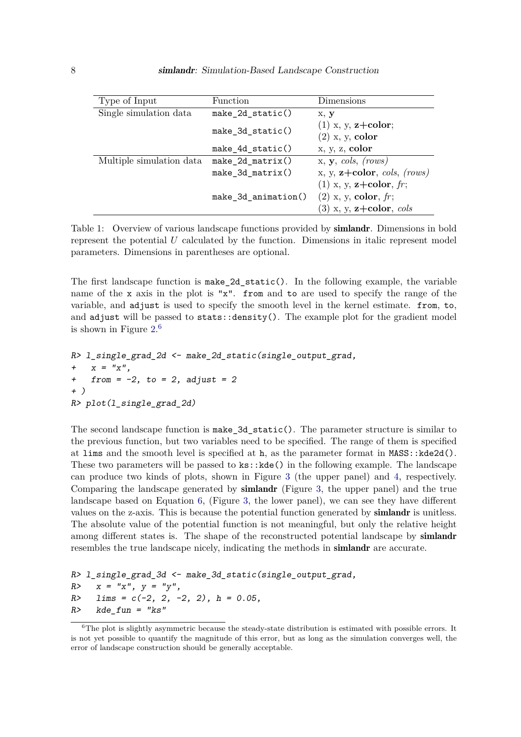| Type of Input | Function | Dimensions |
|---|---|---|
| Single simulation data | `make_2d_static()` | x, **y** |
| | `make_3d_static()` | (1) x, y, **z+color**; (2) x, y, **color** |
| | `make_4d_static()` | x, y, z, **color** |
| Multiple simulation data | `make_2d_matrix()` | x, **y**, *cols*, *(rows)* |
| | `make_3d_matrix()` | x, y, **z+color**, *cols*, *(rows)* |
| | `make_3d_animation()` | (1) x, y, **z+color**, *fr*; (2) x, y, **color**, *fr*; (3) x, y, **z+color**, *cols* |

Table 1: Overview of various landscape functions provided by **simlandr**. Dimensions in bold represent the potential $U$ calculated by the function. Dimensions in italic represent model parameters. Dimensions in parentheses are optional.

The first landscape function is `make_2d_static()`. In the following example, the variable name of the `x` axis in the plot is `"x"`. `from` and `to` are used to specify the range of the variable, and `adjust` is used to specify the smooth level in the kernel estimate. `from`, `to`, and `adjust` will be passed to `stats::density()`. The example plot for the gradient model is shown in Figure 2.[6]

```
R> l_single_grad_2d <- make_2d_static(single_output_grad,
+   x = "x",
+   from = -2, to = 2, adjust = 2
+ )
R> plot(l_single_grad_2d)
```

The second landscape function is `make_3d_static()`. The parameter structure is similar to the previous function, but two variables need to be specified. The range of them is specified at `lims` and the smooth level is specified at `h`, as the parameter format in `MASS::kde2d()`. These two parameters will be passed to `ks::kde()` in the following example. The landscape can produce two kinds of plots, shown in Figure 3 (the upper panel) and 4, respectively. Comparing the landscape generated by **simlandr** (Figure 3, the upper panel) and the true landscape based on Equation 6, (Figure 3, the lower panel), we can see they have different values on the z-axis. This is because the potential function generated by **simlandr** is unitless. The absolute value of the potential function is not meaningful, but only the relative height among different states is. The shape of the reconstructed potential landscape by **simlandr** resembles the true landscape nicely, indicating the methods in **simlandr** are accurate.

```
R> l_single_grad_3d <- make_3d_static(single_output_grad,
R>   x = "x", y = "y",
R>   lims = c(-2, 2, -2, 2), h = 0.05,
R>   kde_fun = "ks"
```

[6] The plot is slightly asymmetric because the steady-state distribution is estimated with possible errors. It is not yet possible to quantify the magnitude of this error, but as long as the simulation converges well, the error of landscape construction should be generally acceptable.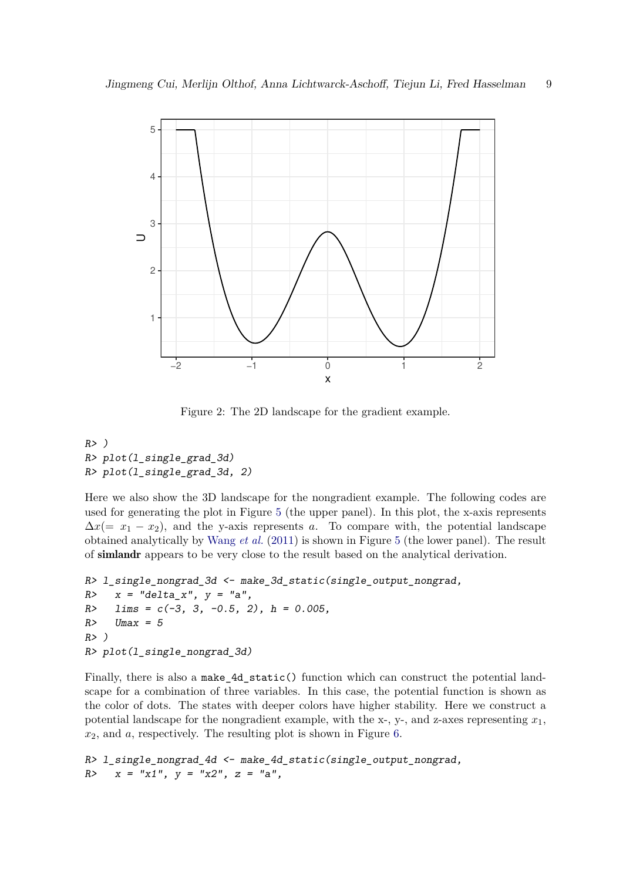Figure 2: The 2D landscape for the gradient example.

```
R> )
R> plot(l_single_grad_3d)
R> plot(l_single_grad_3d, 2)
```

Here we also show the 3D landscape for the nongradient example. The following codes are used for generating the plot in Figure 5 (the upper panel). In this plot, the x-axis represents $\Delta x (= x_1 - x_2)$, and the y-axis represents $a$. To compare with, the potential landscape obtained analytically by Wang *et al.* (2011) is shown in Figure 5 (the lower panel). The result of **simlandr** appears to be very close to the result based on the analytical derivation.

```
R> l_single_nongrad_3d <- make_3d_static(single_output_nongrad,
R>   x = "delta_x", y = "a",
R>   lims = c(-3, 3, -0.5, 2), h = 0.005,
R>   Umax = 5
R> )
R> plot(l_single_nongrad_3d)
```

Finally, there is also a `make_4d_static()` function which can construct the potential landscape for a combination of three variables. In this case, the potential function is shown as the color of dots. The states with deeper colors have higher stability. Here we construct a potential landscape for the nongradient example, with the x-, y-, and z-axes representing $x_1$, $x_2$, and $a$, respectively. The resulting plot is shown in Figure 6.

```
R> l_single_nongrad_4d <- make_4d_static(single_output_nongrad,
R>   x = "x1", y = "x2", z = "a",
```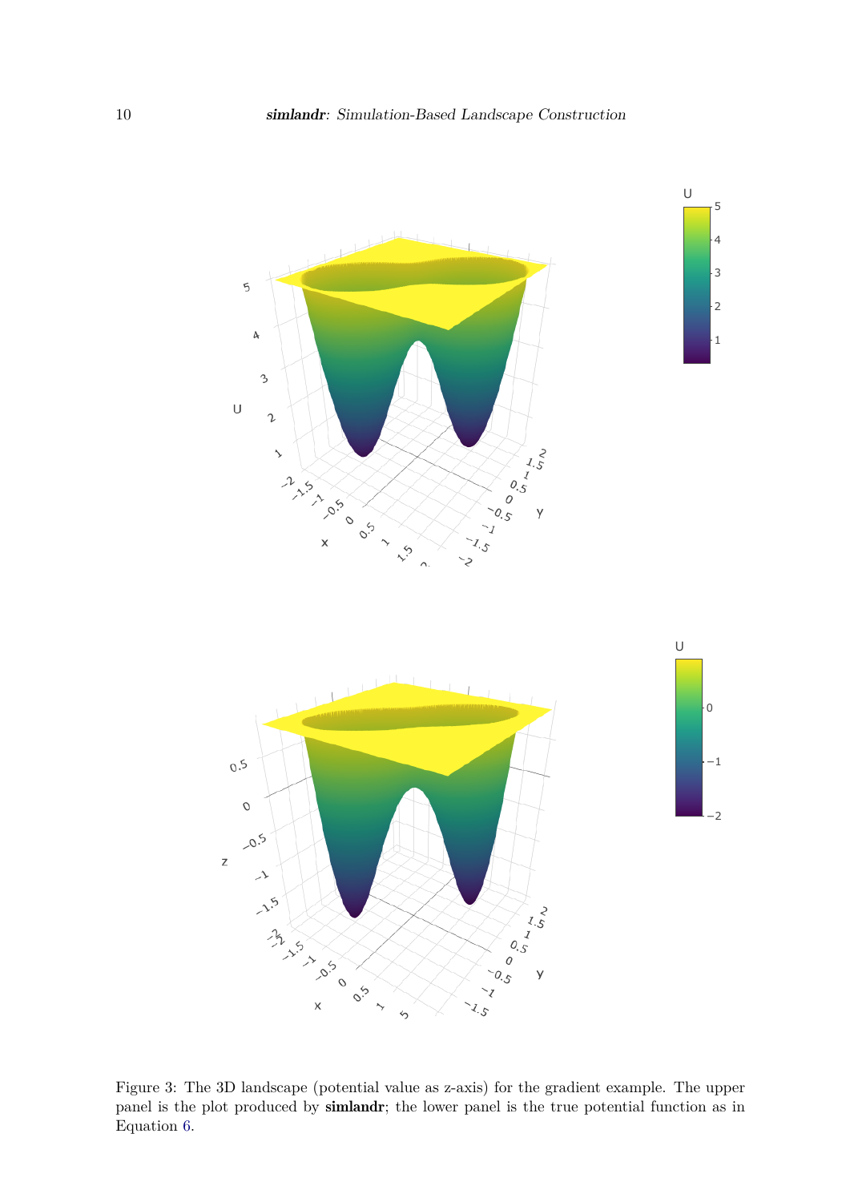Figure 3: The 3D landscape (potential value as z-axis) for the gradient example. The upper panel is the plot produced by **simlandr**; the lower panel is the true potential function as in Equation 6.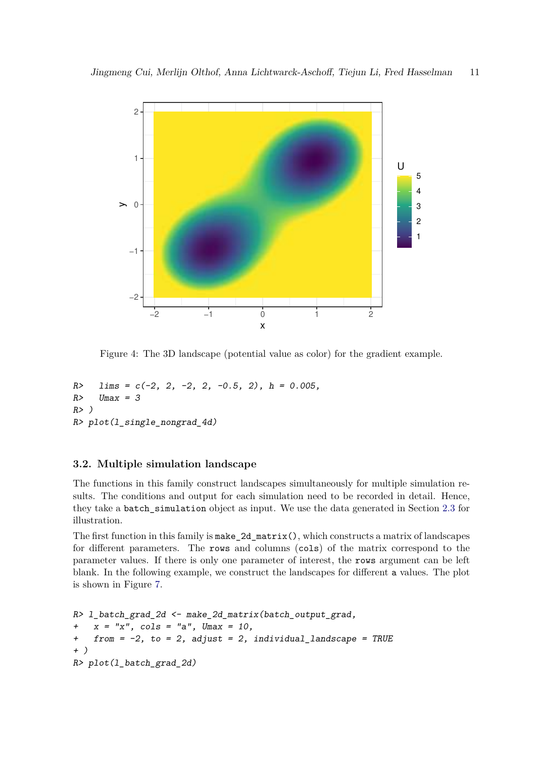Figure 4: The 3D landscape (potential value as color) for the gradient example.

```
R>   lims = c(-2, 2, -2, 2, -0.5, 2), h = 0.005,
R>   Umax = 3
R> )
R> plot(l_single_nongrad_4d)
```

### 3.2. Multiple simulation landscape

The functions in this family construct landscapes simultaneously for multiple simulation results. The conditions and output for each simulation need to be recorded in detail. Hence, they take a `batch_simulation` object as input. We use the data generated in Section 2.3 for illustration.

The first function in this family is `make_2d_matrix()`, which constructs a matrix of landscapes for different parameters. The `rows` and columns (`cols`) of the matrix correspond to the parameter values. If there is only one parameter of interest, the `rows` argument can be left blank. In the following example, we construct the landscapes for different `a` values. The plot is shown in Figure 7.

```
R> l_batch_grad_2d <- make_2d_matrix(batch_output_grad,
+    x = "x", cols = "a", Umax = 10,
+    from = -2, to = 2, adjust = 2, individual_landscape = TRUE
+ )
R> plot(l_batch_grad_2d)
```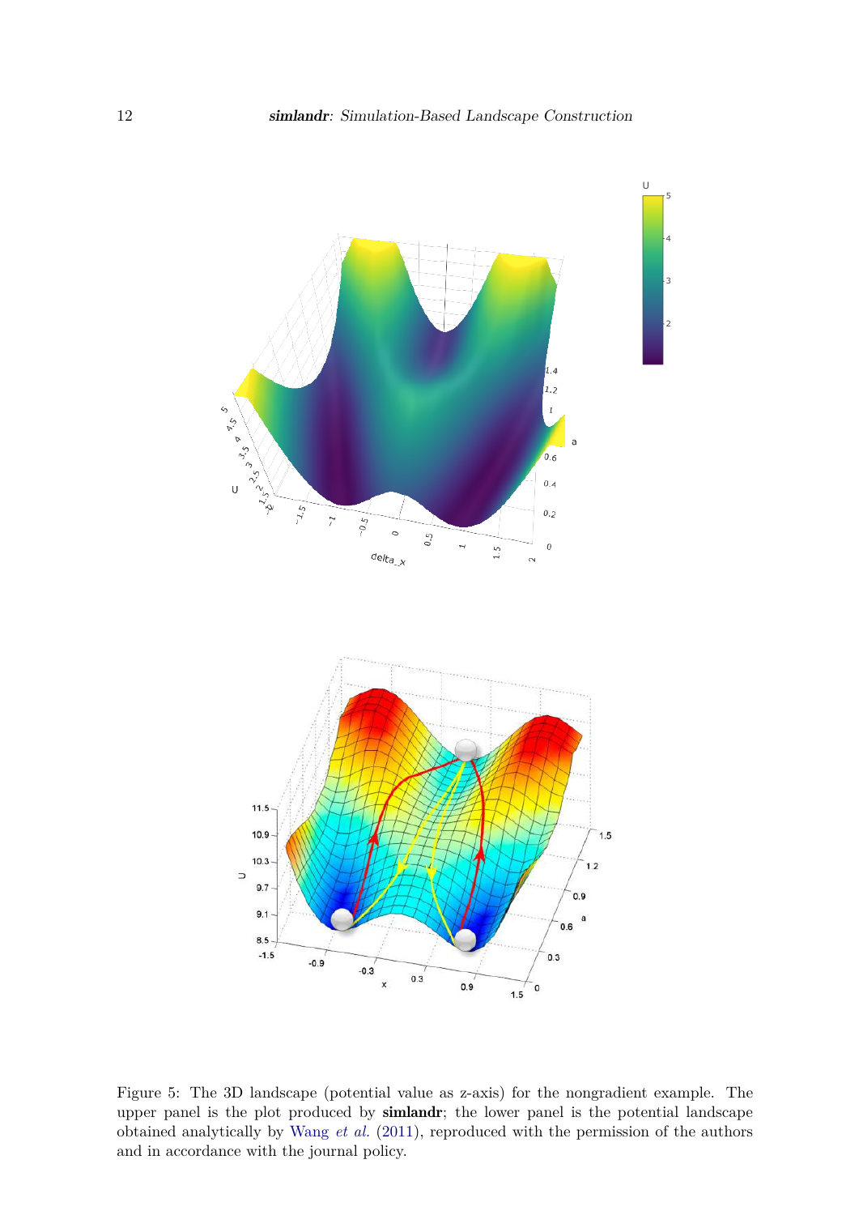Figure 5: The 3D landscape (potential value as z-axis) for the nongradient example. The upper panel is the plot produced by **simlandr**; the lower panel is the potential landscape obtained analytically by Wang *et al.* (2011), reproduced with the permission of the authors and in accordance with the journal policy.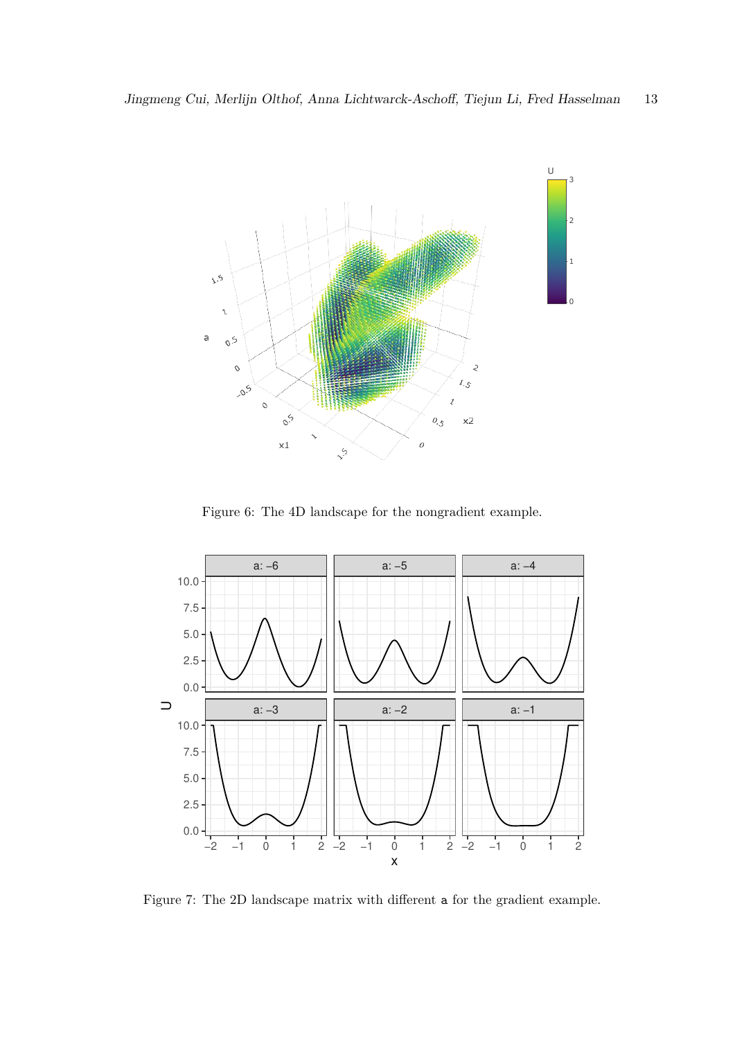Figure 6: The 4D landscape for the nongradient example.

Figure 7: The 2D landscape matrix with different a for the gradient example.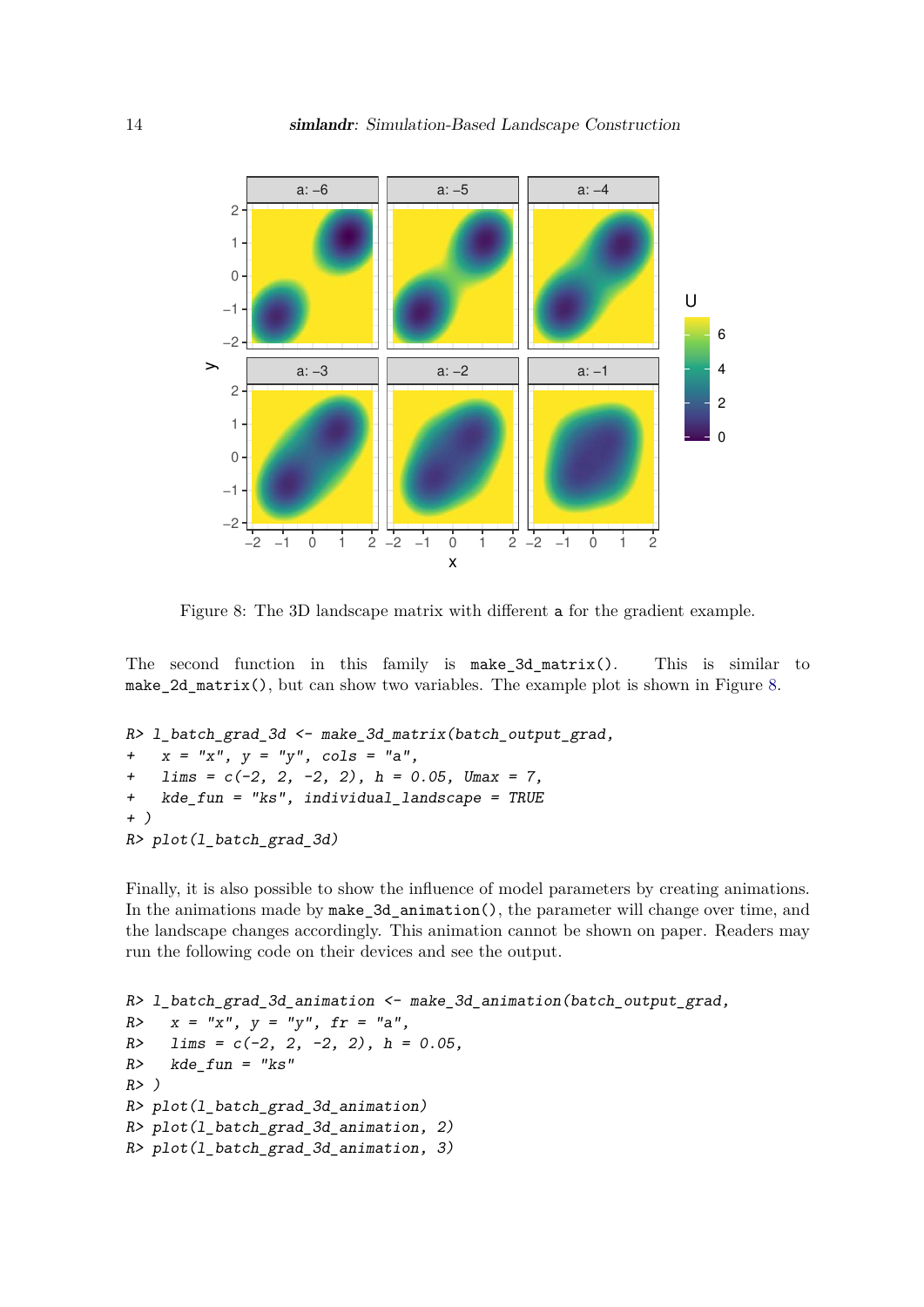Figure 8: The 3D landscape matrix with different `a` for the gradient example.

The second function in this family is `make_3d_matrix()`. This is similar to `make_2d_matrix()`, but can show two variables. The example plot is shown in Figure 8.

```
R> l_batch_grad_3d <- make_3d_matrix(batch_output_grad,
+   x = "x", y = "y", cols = "a",
+   lims = c(-2, 2, -2, 2), h = 0.05, Umax = 7,
+   kde_fun = "ks", individual_landscape = TRUE
+ )
R> plot(l_batch_grad_3d)
```

Finally, it is also possible to show the influence of model parameters by creating animations. In the animations made by `make_3d_animation()`, the parameter will change over time, and the landscape changes accordingly. This animation cannot be shown on paper. Readers may run the following code on their devices and see the output.

```
R> l_batch_grad_3d_animation <- make_3d_animation(batch_output_grad,
R>   x = "x", y = "y", fr = "a",
R>   lims = c(-2, 2, -2, 2), h = 0.05,
R>   kde_fun = "ks"
R> )
R> plot(l_batch_grad_3d_animation)
R> plot(l_batch_grad_3d_animation, 2)
R> plot(l_batch_grad_3d_animation, 3)
```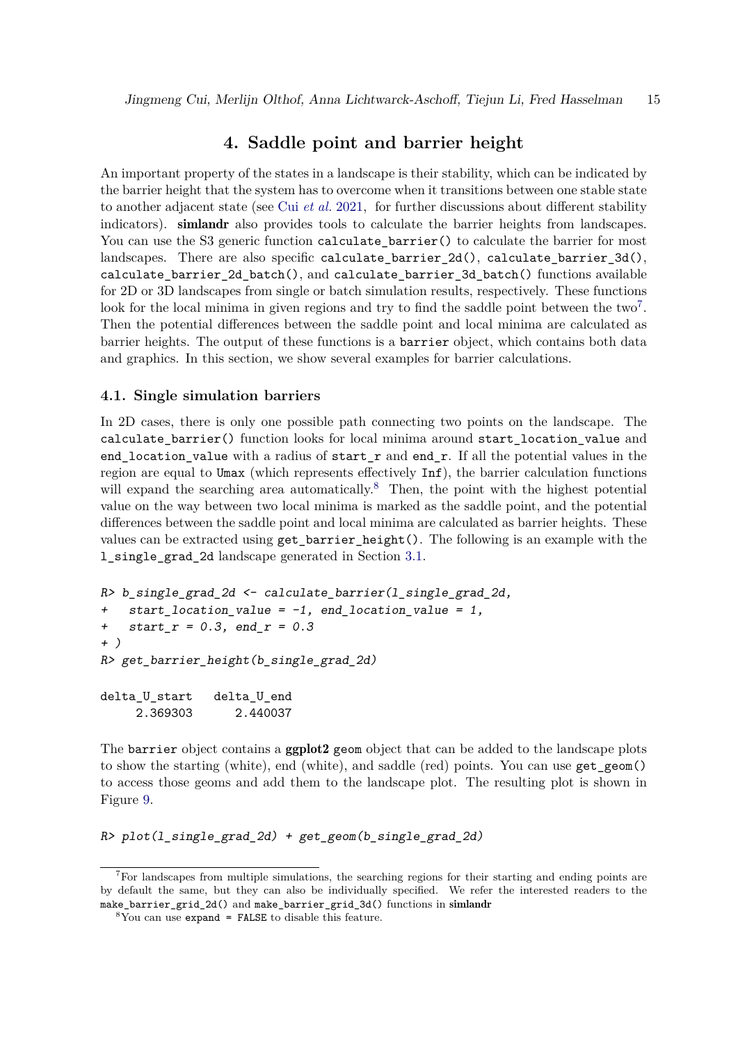# 4. Saddle point and barrier height

An important property of the states in a landscape is their stability, which can be indicated by the barrier height that the system has to overcome when it transitions between one stable state to another adjacent state (see Cui *et al.* 2021, for further discussions about different stability indicators). **simlandr** also provides tools to calculate the barrier heights from landscapes. You can use the S3 generic function `calculate_barrier()` to calculate the barrier for most landscapes. There are also specific `calculate_barrier_2d()`, `calculate_barrier_3d()`, `calculate_barrier_2d_batch()`, and `calculate_barrier_3d_batch()` functions available for 2D or 3D landscapes from single or batch simulation results, respectively. These functions look for the local minima in given regions and try to find the saddle point between the two[7]. Then the potential differences between the saddle point and local minima are calculated as barrier heights. The output of these functions is a `barrier` object, which contains both data and graphics. In this section, we show several examples for barrier calculations.

## 4.1. Single simulation barriers

In 2D cases, there is only one possible path connecting two points on the landscape. The `calculate_barrier()` function looks for local minima around `start_location_value` and `end_location_value` with a radius of `start_r` and `end_r`. If all the potential values in the region are equal to `Umax` (which represents effectively `Inf`), the barrier calculation functions will expand the searching area automatically.[8] Then, the point with the highest potential value on the way between two local minima is marked as the saddle point, and the potential differences between the saddle point and local minima are calculated as barrier heights. These values can be extracted using `get_barrier_height()`. The following is an example with the `l_single_grad_2d` landscape generated in Section 3.1.

```
R> b_single_grad_2d <- calculate_barrier(l_single_grad_2d,
+   start_location_value = -1, end_location_value = 1,
+   start_r = 0.3, end_r = 0.3
+ )
R> get_barrier_height(b_single_grad_2d)

delta_U_start   delta_U_end
     2.369303      2.440037
```

The `barrier` object contains a **ggplot2** `geom` object that can be added to the landscape plots to show the starting (white), end (white), and saddle (red) points. You can use `get_geom()` to access those geoms and add them to the landscape plot. The resulting plot is shown in Figure 9.

```
R> plot(l_single_grad_2d) + get_geom(b_single_grad_2d)
```

[7] For landscapes from multiple simulations, the searching regions for their starting and ending points are by default the same, but they can also be individually specified. We refer the interested readers to the `make_barrier_grid_2d()` and `make_barrier_grid_3d()` functions in **simlandr**

[8] You can use `expand = FALSE` to disable this feature.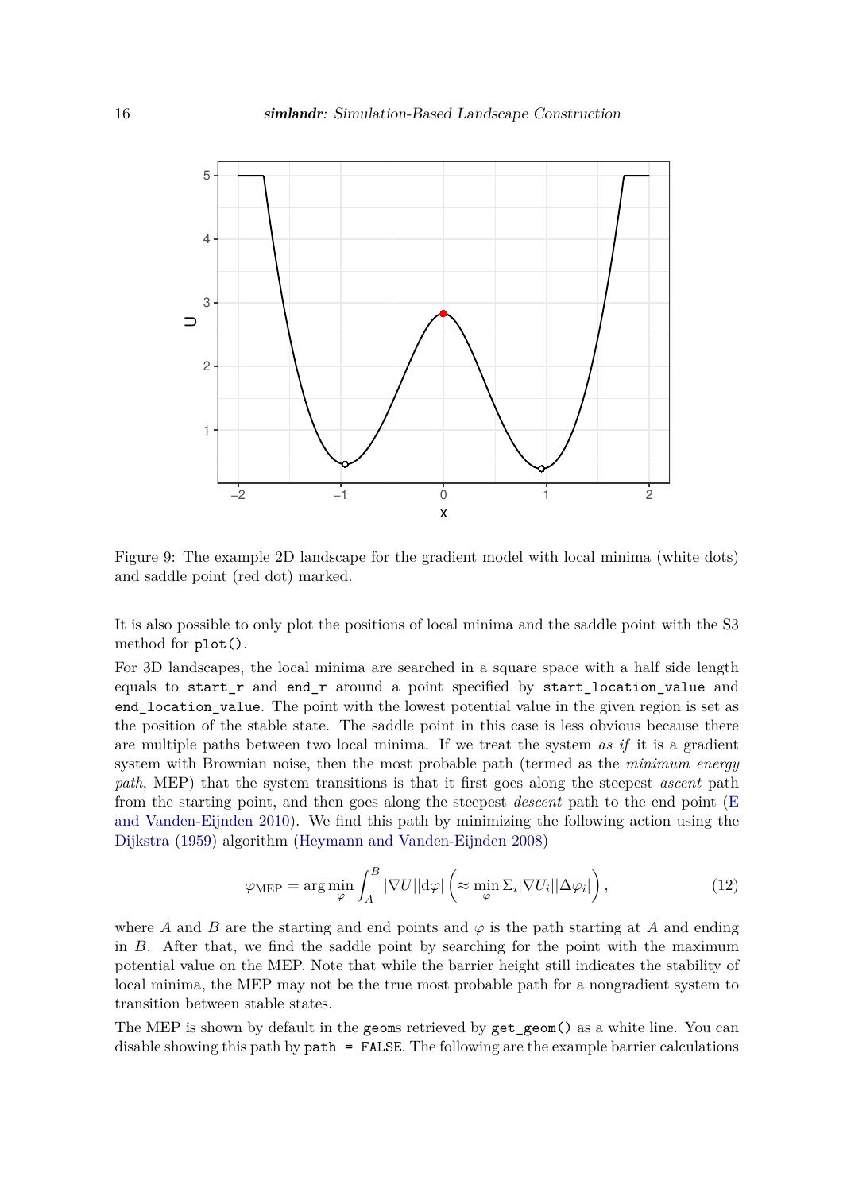Figure 9: The example 2D landscape for the gradient model with local minima (white dots) and saddle point (red dot) marked.

It is also possible to only plot the positions of local minima and the saddle point with the S3 method for `plot()`.

For 3D landscapes, the local minima are searched in a square space with a half side length equals to `start_r` and `end_r` around a point specified by `start_location_value` and `end_location_value`. The point with the lowest potential value in the given region is set as the position of the stable state. The saddle point in this case is less obvious because there are multiple paths between two local minima. If we treat the system *as if* it is a gradient system with Brownian noise, then the most probable path (termed as the *minimum energy path*, MEP) that the system transitions is that it first goes along the steepest *ascent* path from the starting point, and then goes along the steepest *descent* path to the end point (E and Vanden-Eijnden 2010). We find this path by minimizing the following action using the Dijkstra (1959) algorithm (Heymann and Vanden-Eijnden 2008)

$$\varphi_{\text{MEP}} = \arg\min_{\varphi} \int_A^B |\nabla U||\mathrm{d}\varphi| \left(\approx \min_{\varphi} \Sigma_i |\nabla U_i||\Delta\varphi_i|\right), \tag{12}$$

where $A$ and $B$ are the starting and end points and $\varphi$ is the path starting at $A$ and ending in $B$. After that, we find the saddle point by searching for the point with the maximum potential value on the MEP. Note that while the barrier height still indicates the stability of local minima, the MEP may not be the true most probable path for a nongradient system to transition between stable states.

The MEP is shown by default in the `geom`s retrieved by `get_geom()` as a white line. You can disable showing this path by `path = FALSE`. The following are the example barrier calculations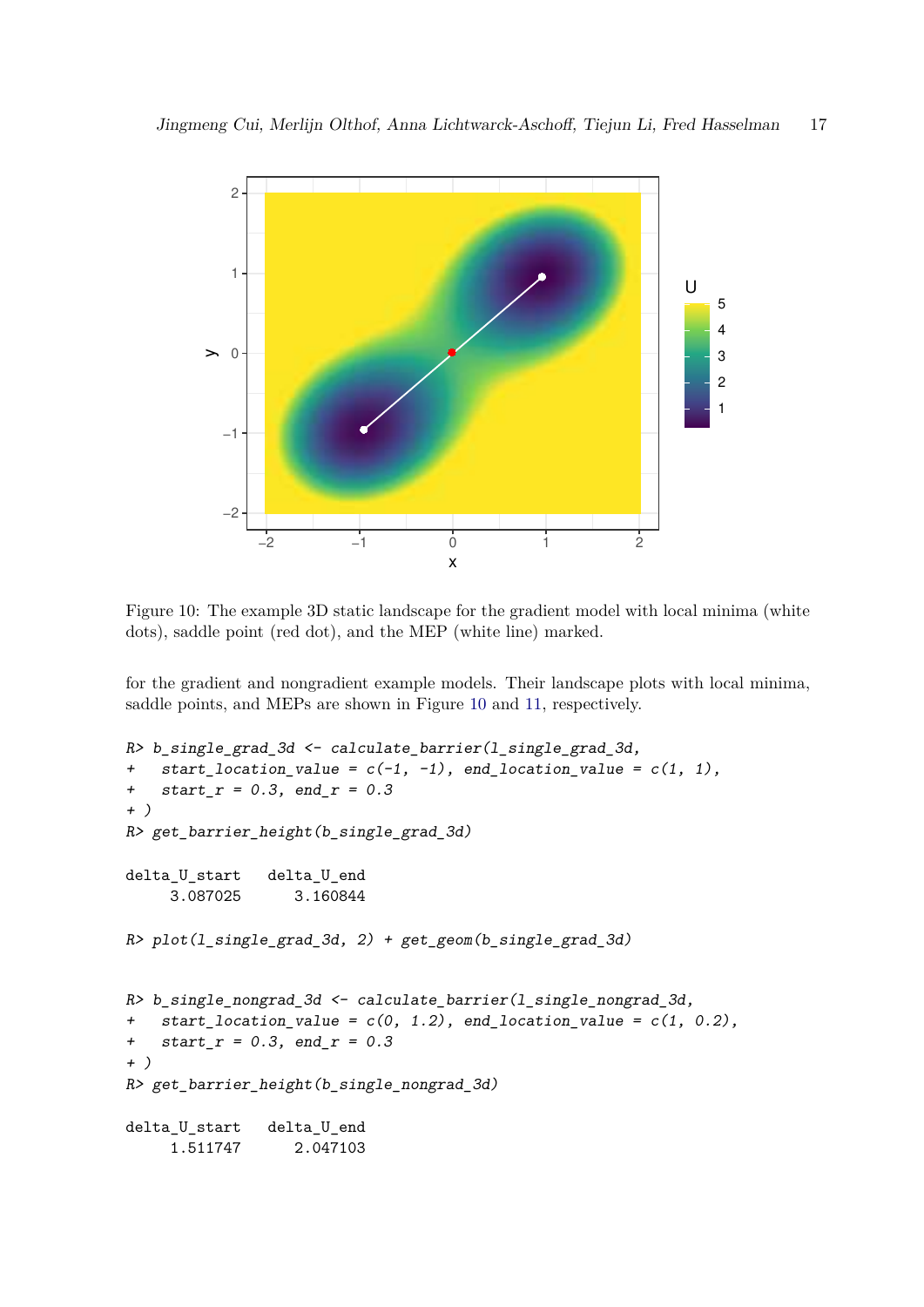Figure 10: The example 3D static landscape for the gradient model with local minima (white dots), saddle point (red dot), and the MEP (white line) marked.

for the gradient and nongradient example models. Their landscape plots with local minima, saddle points, and MEPs are shown in Figure 10 and 11, respectively.

```
R> b_single_grad_3d <- calculate_barrier(l_single_grad_3d,
+   start_location_value = c(-1, -1), end_location_value = c(1, 1),
+   start_r = 0.3, end_r = 0.3
+ )
R> get_barrier_height(b_single_grad_3d)

delta_U_start   delta_U_end
     3.087025      3.160844

R> plot(l_single_grad_3d, 2) + get_geom(b_single_grad_3d)


R> b_single_nongrad_3d <- calculate_barrier(l_single_nongrad_3d,
+   start_location_value = c(0, 1.2), end_location_value = c(1, 0.2),
+   start_r = 0.3, end_r = 0.3
+ )
R> get_barrier_height(b_single_nongrad_3d)

delta_U_start   delta_U_end
     1.511747      2.047103
```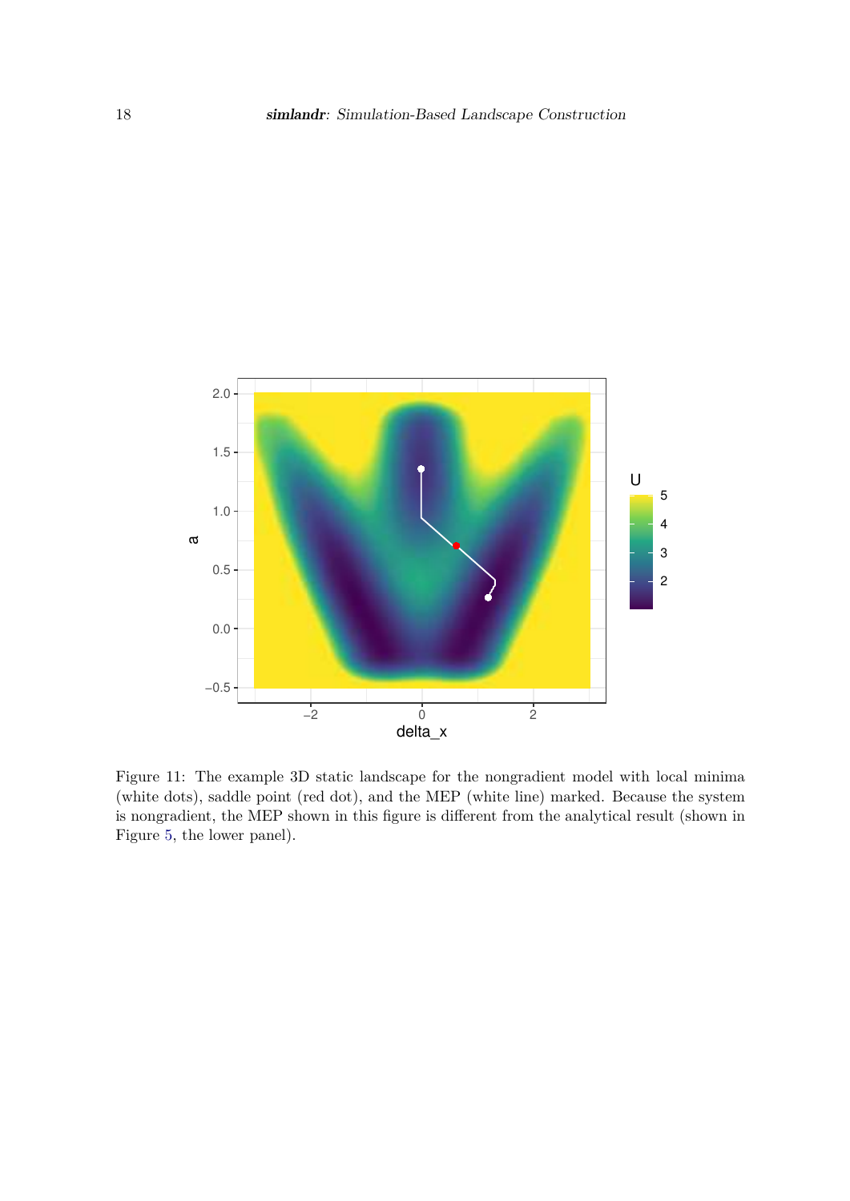Figure 11: The example 3D static landscape for the nongradient model with local minima (white dots), saddle point (red dot), and the MEP (white line) marked. Because the system is nongradient, the MEP shown in this figure is different from the analytical result (shown in Figure 5, the lower panel).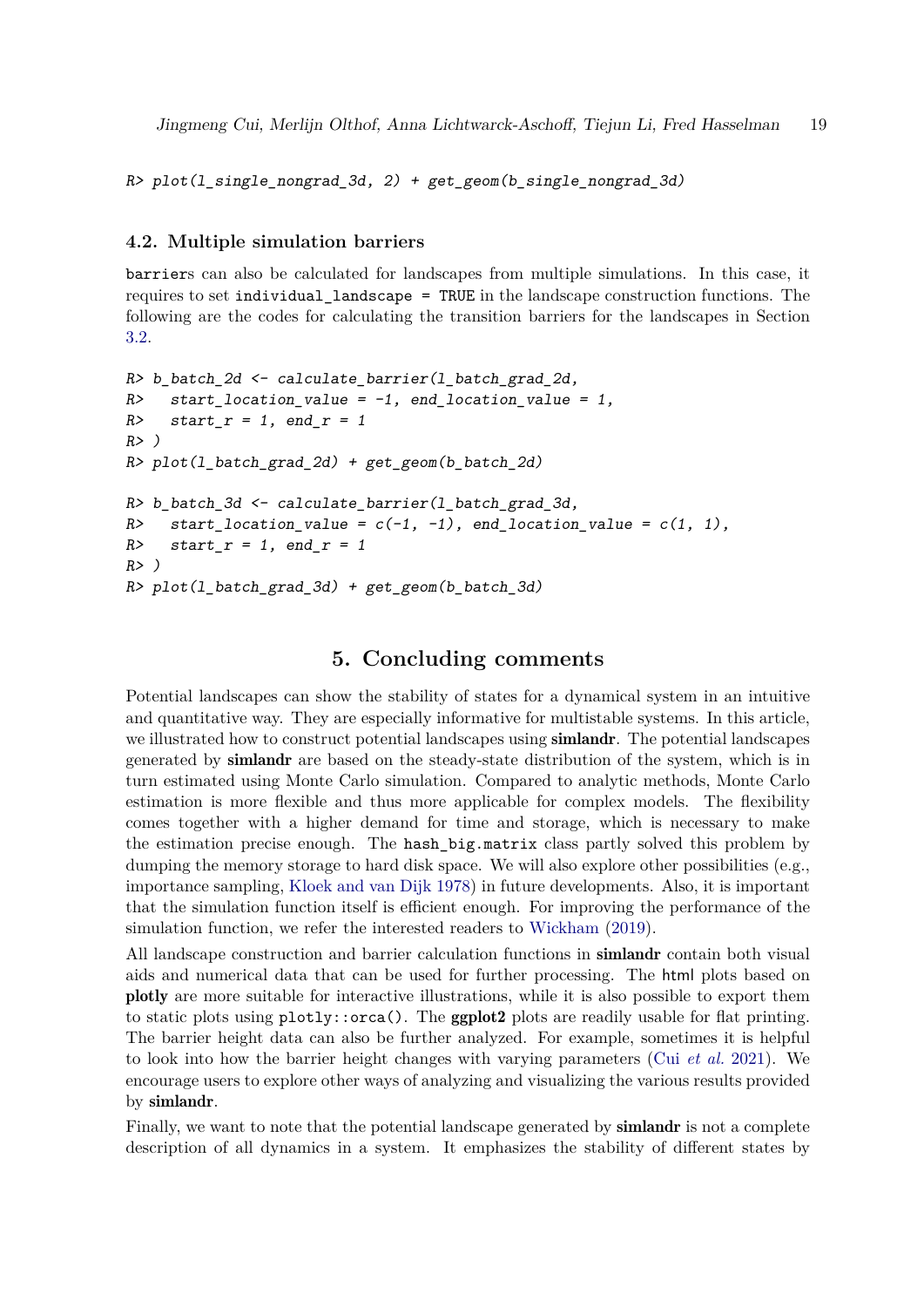```
R> plot(l_single_nongrad_3d, 2) + get_geom(b_single_nongrad_3d)
```

### 4.2. Multiple simulation barriers

`barrier`s can also be calculated for landscapes from multiple simulations. In this case, it requires to set `individual_landscape = TRUE` in the landscape construction functions. The following are the codes for calculating the transition barriers for the landscapes in Section 3.2.

```
R> b_batch_2d <- calculate_barrier(l_batch_grad_2d,
R>   start_location_value = -1, end_location_value = 1,
R>   start_r = 1, end_r = 1
R> )
R> plot(l_batch_grad_2d) + get_geom(b_batch_2d)

R> b_batch_3d <- calculate_barrier(l_batch_grad_3d,
R>   start_location_value = c(-1, -1), end_location_value = c(1, 1),
R>   start_r = 1, end_r = 1
R> )
R> plot(l_batch_grad_3d) + get_geom(b_batch_3d)
```

## 5. Concluding comments

Potential landscapes can show the stability of states for a dynamical system in an intuitive and quantitative way. They are especially informative for multistable systems. In this article, we illustrated how to construct potential landscapes using **simlandr**. The potential landscapes generated by **simlandr** are based on the steady-state distribution of the system, which is in turn estimated using Monte Carlo simulation. Compared to analytic methods, Monte Carlo estimation is more flexible and thus more applicable for complex models. The flexibility comes together with a higher demand for time and storage, which is necessary to make the estimation precise enough. The `hash_big.matrix` class partly solved this problem by dumping the memory storage to hard disk space. We will also explore other possibilities (e.g., importance sampling, Kloek and van Dijk 1978) in future developments. Also, it is important that the simulation function itself is efficient enough. For improving the performance of the simulation function, we refer the interested readers to Wickham (2019).

All landscape construction and barrier calculation functions in **simlandr** contain both visual aids and numerical data that can be used for further processing. The html plots based on **plotly** are more suitable for interactive illustrations, while it is also possible to export them to static plots using `plotly::orca()`. The **ggplot2** plots are readily usable for flat printing. The barrier height data can also be further analyzed. For example, sometimes it is helpful to look into how the barrier height changes with varying parameters (Cui *et al.* 2021). We encourage users to explore other ways of analyzing and visualizing the various results provided by **simlandr**.

Finally, we want to note that the potential landscape generated by **simlandr** is not a complete description of all dynamics in a system. It emphasizes the stability of different states by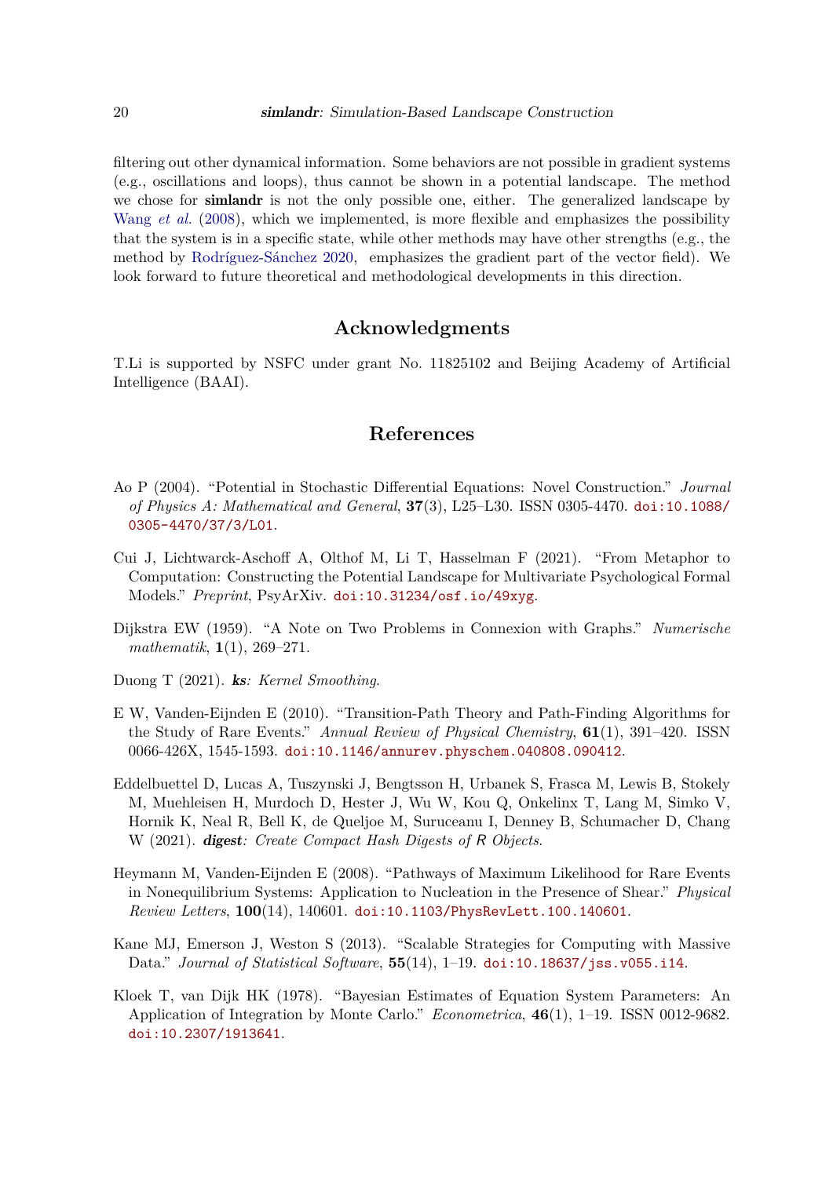filtering out other dynamical information. Some behaviors are not possible in gradient systems (e.g., oscillations and loops), thus cannot be shown in a potential landscape. The method we chose for **simlandr** is not the only possible one, either. The generalized landscape by Wang *et al.* (2008), which we implemented, is more flexible and emphasizes the possibility that the system is in a specific state, while other methods may have other strengths (e.g., the method by Rodríguez-Sánchez 2020, emphasizes the gradient part of the vector field). We look forward to future theoretical and methodological developments in this direction.

## Acknowledgments

T.Li is supported by NSFC under grant No. 11825102 and Beijing Academy of Artificial Intelligence (BAAI).

## References

Ao P (2004). "Potential in Stochastic Differential Equations: Novel Construction." *Journal of Physics A: Mathematical and General*, **37**(3), L25–L30. ISSN 0305-4470. doi:10.1088/0305-4470/37/3/L01.

Cui J, Lichtwarck-Aschoff A, Olthof M, Li T, Hasselman F (2021). "From Metaphor to Computation: Constructing the Potential Landscape for Multivariate Psychological Formal Models." *Preprint*, PsyArXiv. doi:10.31234/osf.io/49xyg.

Dijkstra EW (1959). "A Note on Two Problems in Connexion with Graphs." *Numerische mathematik*, **1**(1), 269–271.

Duong T (2021). ***ks**: Kernel Smoothing*.

E W, Vanden-Eijnden E (2010). "Transition-Path Theory and Path-Finding Algorithms for the Study of Rare Events." *Annual Review of Physical Chemistry*, **61**(1), 391–420. ISSN 0066-426X, 1545-1593. doi:10.1146/annurev.physchem.040808.090412.

Eddelbuettel D, Lucas A, Tuszynski J, Bengtsson H, Urbanek S, Frasca M, Lewis B, Stokely M, Muehleisen H, Murdoch D, Hester J, Wu W, Kou Q, Onkelinx T, Lang M, Simko V, Hornik K, Neal R, Bell K, de Queljoe M, Suruceanu I, Denney B, Schumacher D, Chang W (2021). ***digest**: Create Compact Hash Digests of R Objects*.

Heymann M, Vanden-Eijnden E (2008). "Pathways of Maximum Likelihood for Rare Events in Nonequilibrium Systems: Application to Nucleation in the Presence of Shear." *Physical Review Letters*, **100**(14), 140601. doi:10.1103/PhysRevLett.100.140601.

Kane MJ, Emerson J, Weston S (2013). "Scalable Strategies for Computing with Massive Data." *Journal of Statistical Software*, **55**(14), 1–19. doi:10.18637/jss.v055.i14.

Kloek T, van Dijk HK (1978). "Bayesian Estimates of Equation System Parameters: An Application of Integration by Monte Carlo." *Econometrica*, **46**(1), 1–19. ISSN 0012-9682. doi:10.2307/1913641.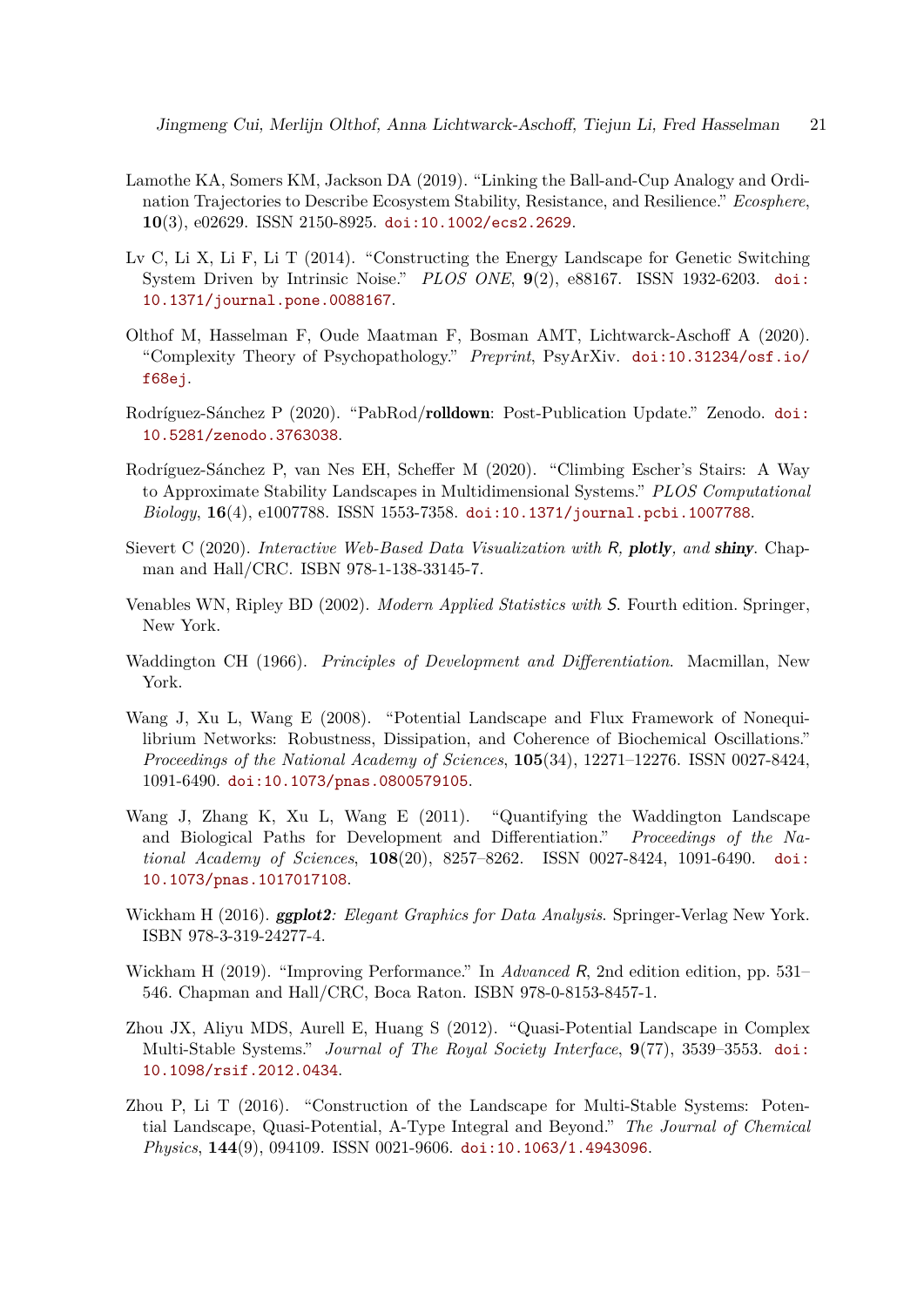Lamothe KA, Somers KM, Jackson DA (2019). "Linking the Ball-and-Cup Analogy and Ordination Trajectories to Describe Ecosystem Stability, Resistance, and Resilience." *Ecosphere*, **10**(3), e02629. ISSN 2150-8925. doi:10.1002/ecs2.2629.

Lv C, Li X, Li F, Li T (2014). "Constructing the Energy Landscape for Genetic Switching System Driven by Intrinsic Noise." *PLOS ONE*, **9**(2), e88167. ISSN 1932-6203. doi:10.1371/journal.pone.0088167.

Olthof M, Hasselman F, Oude Maatman F, Bosman AMT, Lichtwarck-Aschoff A (2020). "Complexity Theory of Psychopathology." *Preprint*, PsyArXiv. doi:10.31234/osf.io/f68ej.

Rodríguez-Sánchez P (2020). "PabRod/**rolldown**: Post-Publication Update." Zenodo. doi:10.5281/zenodo.3763038.

Rodríguez-Sánchez P, van Nes EH, Scheffer M (2020). "Climbing Escher's Stairs: A Way to Approximate Stability Landscapes in Multidimensional Systems." *PLOS Computational Biology*, **16**(4), e1007788. ISSN 1553-7358. doi:10.1371/journal.pcbi.1007788.

Sievert C (2020). *Interactive Web-Based Data Visualization with R, **plotly**, and **shiny***. Chapman and Hall/CRC. ISBN 978-1-138-33145-7.

Venables WN, Ripley BD (2002). *Modern Applied Statistics with S*. Fourth edition. Springer, New York.

Waddington CH (1966). *Principles of Development and Differentiation*. Macmillan, New York.

Wang J, Xu L, Wang E (2008). "Potential Landscape and Flux Framework of Nonequilibrium Networks: Robustness, Dissipation, and Coherence of Biochemical Oscillations." *Proceedings of the National Academy of Sciences*, **105**(34), 12271–12276. ISSN 0027-8424, 1091-6490. doi:10.1073/pnas.0800579105.

Wang J, Zhang K, Xu L, Wang E (2011). "Quantifying the Waddington Landscape and Biological Paths for Development and Differentiation." *Proceedings of the National Academy of Sciences*, **108**(20), 8257–8262. ISSN 0027-8424, 1091-6490. doi:10.1073/pnas.1017017108.

Wickham H (2016). ***ggplot2**: Elegant Graphics for Data Analysis*. Springer-Verlag New York. ISBN 978-3-319-24277-4.

Wickham H (2019). "Improving Performance." In *Advanced R*, 2nd edition edition, pp. 531–546. Chapman and Hall/CRC, Boca Raton. ISBN 978-0-8153-8457-1.

Zhou JX, Aliyu MDS, Aurell E, Huang S (2012). "Quasi-Potential Landscape in Complex Multi-Stable Systems." *Journal of The Royal Society Interface*, **9**(77), 3539–3553. doi:10.1098/rsif.2012.0434.

Zhou P, Li T (2016). "Construction of the Landscape for Multi-Stable Systems: Potential Landscape, Quasi-Potential, A-Type Integral and Beyond." *The Journal of Chemical Physics*, **144**(9), 094109. ISSN 0021-9606. doi:10.1063/1.4943096.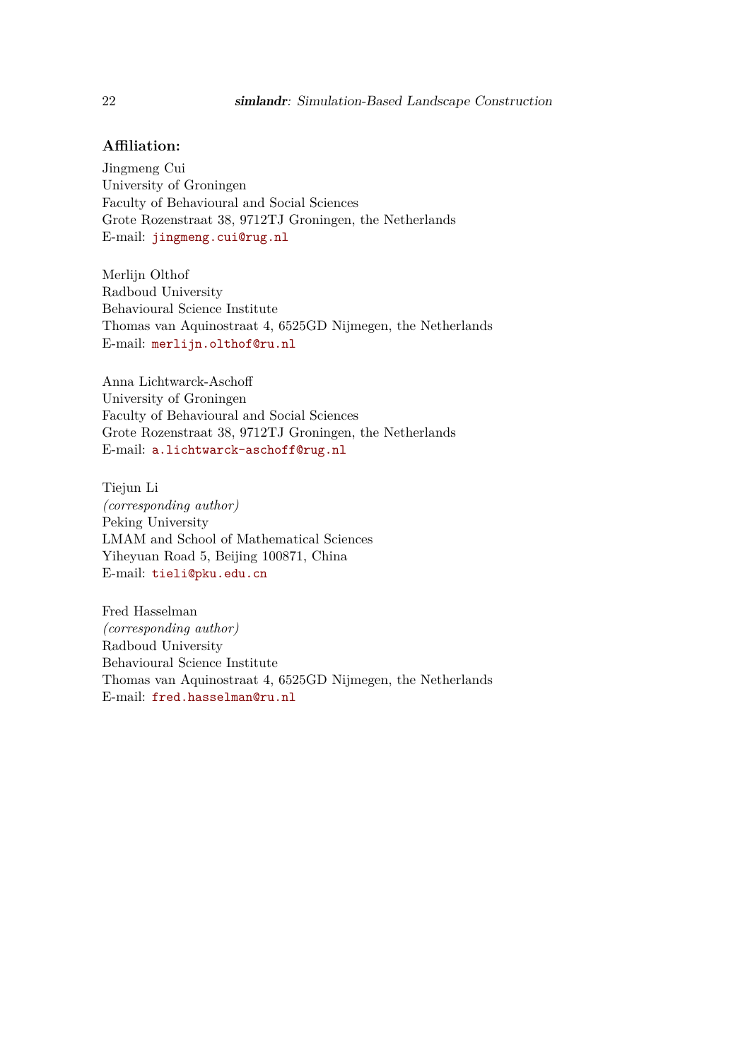**Affiliation:**

Jingmeng Cui
University of Groningen
Faculty of Behavioural and Social Sciences
Grote Rozenstraat 38, 9712TJ Groningen, the Netherlands
E-mail: jingmeng.cui@rug.nl

Merlijn Olthof
Radboud University
Behavioural Science Institute
Thomas van Aquinostraat 4, 6525GD Nijmegen, the Netherlands
E-mail: merlijn.olthof@ru.nl

Anna Lichtwarck-Aschoff
University of Groningen
Faculty of Behavioural and Social Sciences
Grote Rozenstraat 38, 9712TJ Groningen, the Netherlands
E-mail: a.lichtwarck-aschoff@rug.nl

Tiejun Li
*(corresponding author)*
Peking University
LMAM and School of Mathematical Sciences
Yiheyuan Road 5, Beijing 100871, China
E-mail: tieli@pku.edu.cn

Fred Hasselman
*(corresponding author)*
Radboud University
Behavioural Science Institute
Thomas van Aquinostraat 4, 6525GD Nijmegen, the Netherlands
E-mail: fred.hasselman@ru.nl